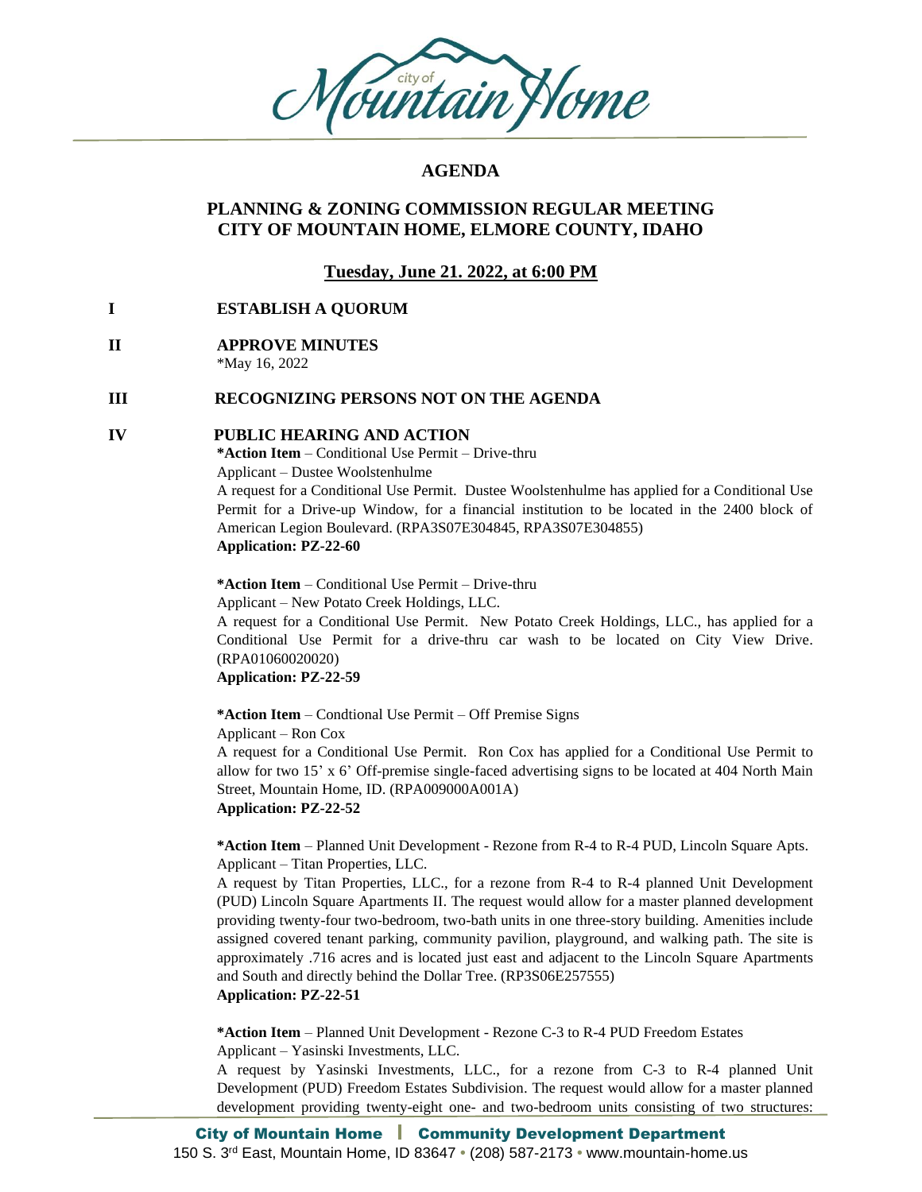# AGENDA

## PLANNING & ZONING COMMISSION REGULAR MEETING
## CITY OF MOUNTAIN HOME, ELMORE COUNTY, IDAHO

**Tuesday, June 21. 2022, at 6:00 PM**

**I ESTABLISH A QUORUM**

**II APPROVE MINUTES**

*May 16, 2022

**III RECOGNIZING PERSONS NOT ON THE AGENDA**

**IV PUBLIC HEARING AND ACTION**

**\*Action Item** – Conditional Use Permit – Drive-thru
Applicant – Dustee Woolstenhulme
A request for a Conditional Use Permit. Dustee Woolstenhulme has applied for a Conditional Use Permit for a Drive-up Window, for a financial institution to be located in the 2400 block of American Legion Boulevard. (RPA3S07E304845, RPA3S07E304855)
**Application: PZ-22-60**

**\*Action Item** – Conditional Use Permit – Drive-thru
Applicant – New Potato Creek Holdings, LLC.
A request for a Conditional Use Permit. New Potato Creek Holdings, LLC., has applied for a Conditional Use Permit for a drive-thru car wash to be located on City View Drive. (RPA01060020020)
**Application: PZ-22-59**

**\*Action Item** – Condtional Use Permit – Off Premise Signs
Applicant – Ron Cox
A request for a Conditional Use Permit. Ron Cox has applied for a Conditional Use Permit to allow for two 15' x 6' Off-premise single-faced advertising signs to be located at 404 North Main Street, Mountain Home, ID. (RPA009000A001A)
**Application: PZ-22-52**

**\*Action Item** – Planned Unit Development - Rezone from R-4 to R-4 PUD, Lincoln Square Apts.
Applicant – Titan Properties, LLC.
A request by Titan Properties, LLC., for a rezone from R-4 to R-4 planned Unit Development (PUD) Lincoln Square Apartments II. The request would allow for a master planned development providing twenty-four two-bedroom, two-bath units in one three-story building. Amenities include assigned covered tenant parking, community pavilion, playground, and walking path. The site is approximately .716 acres and is located just east and adjacent to the Lincoln Square Apartments and South and directly behind the Dollar Tree. (RP3S06E257555)
**Application: PZ-22-51**

**\*Action Item** – Planned Unit Development - Rezone C-3 to R-4 PUD Freedom Estates
Applicant – Yasinski Investments, LLC.
A request by Yasinski Investments, LLC., for a rezone from C-3 to R-4 planned Unit Development (PUD) Freedom Estates Subdivision. The request would allow for a master planned development providing twenty-eight one- and two-bedroom units consisting of two structures: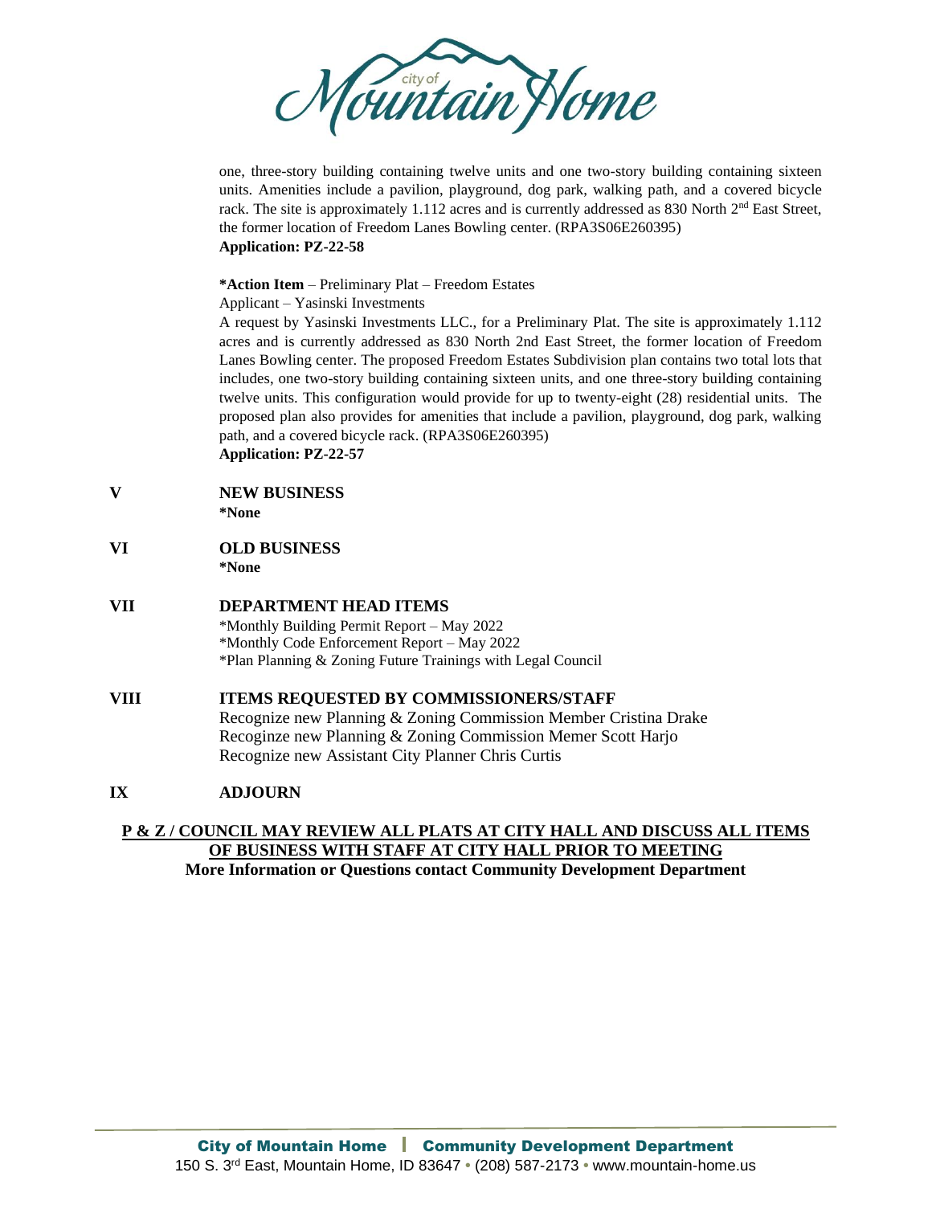one, three-story building containing twelve units and one two-story building containing sixteen units. Amenities include a pavilion, playground, dog park, walking path, and a covered bicycle rack. The site is approximately 1.112 acres and is currently addressed as 830 North 2nd East Street, the former location of Freedom Lanes Bowling center. (RPA3S06E260395)
**Application: PZ-22-58**

***Action Item** – Preliminary Plat – Freedom Estates
Applicant – Yasinski Investments
A request by Yasinski Investments LLC., for a Preliminary Plat. The site is approximately 1.112 acres and is currently addressed as 830 North 2nd East Street, the former location of Freedom Lanes Bowling center. The proposed Freedom Estates Subdivision plan contains two total lots that includes, one two-story building containing sixteen units, and one three-story building containing twelve units. This configuration would provide for up to twenty-eight (28) residential units. The proposed plan also provides for amenities that include a pavilion, playground, dog park, walking path, and a covered bicycle rack. (RPA3S06E260395)
**Application: PZ-22-57**

**V NEW BUSINESS**
***None**

**VI OLD BUSINESS**
***None**

**VII DEPARTMENT HEAD ITEMS**
*Monthly Building Permit Report – May 2022
*Monthly Code Enforcement Report – May 2022
*Plan Planning & Zoning Future Trainings with Legal Council

**VIII ITEMS REQUESTED BY COMMISSIONERS/STAFF**
Recognize new Planning & Zoning Commission Member Cristina Drake
Recoginze new Planning & Zoning Commission Memer Scott Harjo
Recognize new Assistant City Planner Chris Curtis

**IX ADJOURN**

**P & Z / COUNCIL MAY REVIEW ALL PLATS AT CITY HALL AND DISCUSS ALL ITEMS OF BUSINESS WITH STAFF AT CITY HALL PRIOR TO MEETING**
**More Information or Questions contact Community Development Department**